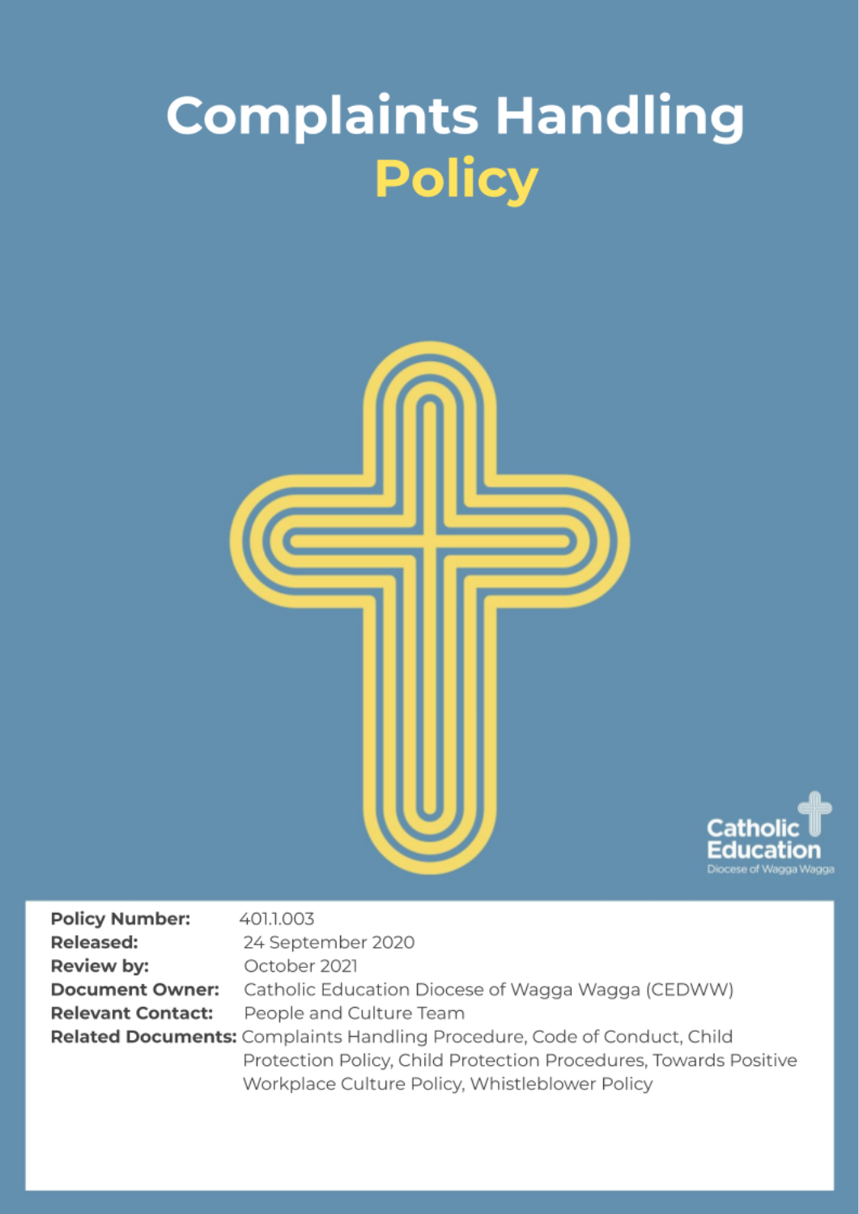# Complaints Handling Policy

Catholic Education
Diocese of Wagga Wagga

**Policy Number:** 401.1.003
**Released:** 24 September 2020
**Review by:** October 2021
**Document Owner:** Catholic Education Diocese of Wagga Wagga (CEDWW)
**Relevant Contact:** People and Culture Team
**Related Documents:** Complaints Handling Procedure, Code of Conduct, Child Protection Policy, Child Protection Procedures, Towards Positive Workplace Culture Policy, Whistleblower Policy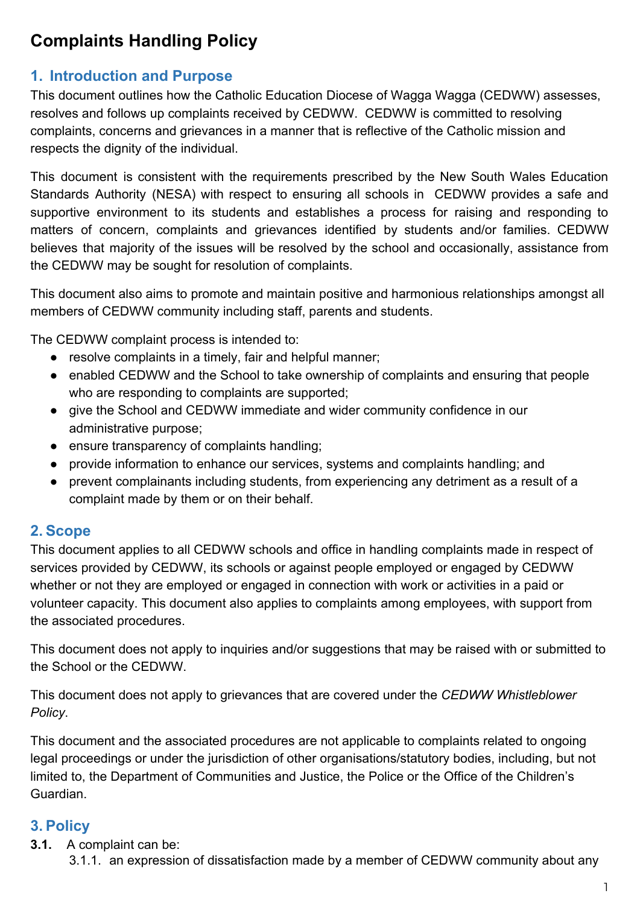# Complaints Handling Policy

## 1. Introduction and Purpose

This document outlines how the Catholic Education Diocese of Wagga Wagga (CEDWW) assesses, resolves and follows up complaints received by CEDWW.  CEDWW is committed to resolving complaints, concerns and grievances in a manner that is reflective of the Catholic mission and respects the dignity of the individual.

This document is consistent with the requirements prescribed by the New South Wales Education Standards Authority (NESA) with respect to ensuring all schools in  CEDWW provides a safe and supportive environment to its students and establishes a process for raising and responding to matters of concern, complaints and grievances identified by students and/or families. CEDWW believes that majority of the issues will be resolved by the school and occasionally, assistance from the CEDWW may be sought for resolution of complaints.

This document also aims to promote and maintain positive and harmonious relationships amongst all members of CEDWW community including staff, parents and students.

The CEDWW complaint process is intended to:

- resolve complaints in a timely, fair and helpful manner;
- enabled CEDWW and the School to take ownership of complaints and ensuring that people who are responding to complaints are supported;
- give the School and CEDWW immediate and wider community confidence in our administrative purpose;
- ensure transparency of complaints handling;
- provide information to enhance our services, systems and complaints handling; and
- prevent complainants including students, from experiencing any detriment as a result of a complaint made by them or on their behalf.

## 2. Scope

This document applies to all CEDWW schools and office in handling complaints made in respect of services provided by CEDWW, its schools or against people employed or engaged by CEDWW whether or not they are employed or engaged in connection with work or activities in a paid or volunteer capacity. This document also applies to complaints among employees, with support from the associated procedures.

This document does not apply to inquiries and/or suggestions that may be raised with or submitted to the School or the CEDWW.

This document does not apply to grievances that are covered under the *CEDWW Whistleblower Policy*.

This document and the associated procedures are not applicable to complaints related to ongoing legal proceedings or under the jurisdiction of other organisations/statutory bodies, including, but not limited to, the Department of Communities and Justice, the Police or the Office of the Children's Guardian.

## 3. Policy

**3.1.** A complaint can be:

3.1.1. an expression of dissatisfaction made by a member of CEDWW community about any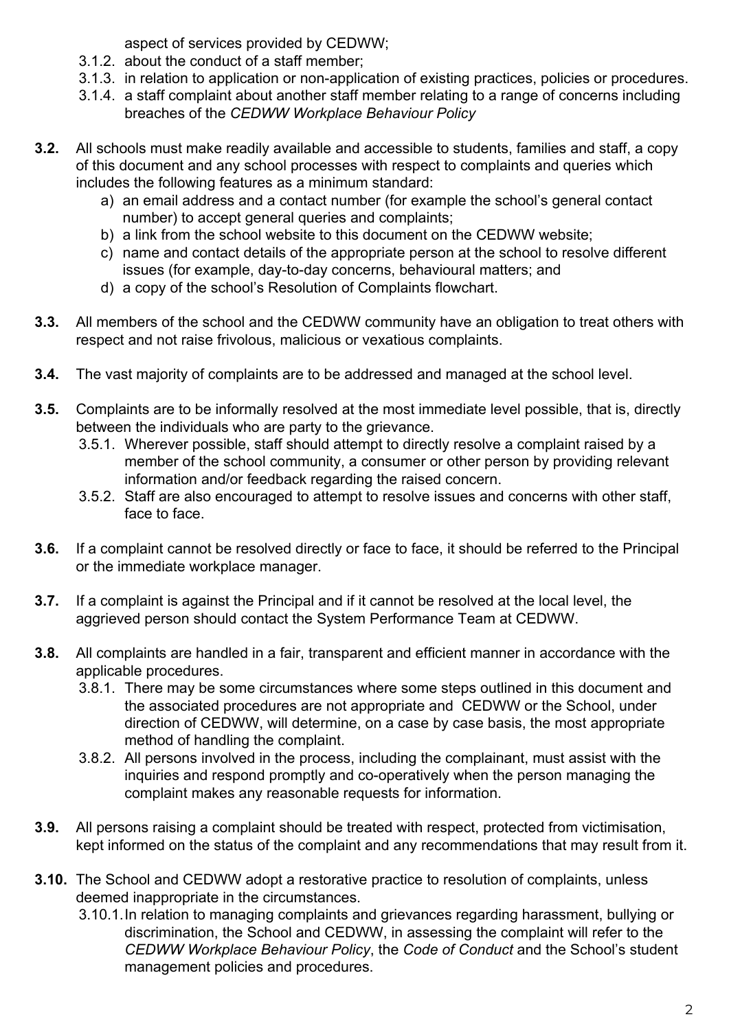aspect of services provided by CEDWW;

- 3.1.2. about the conduct of a staff member;
- 3.1.3. in relation to application or non-application of existing practices, policies or procedures.
- 3.1.4. a staff complaint about another staff member relating to a range of concerns including breaches of the *CEDWW Workplace Behaviour Policy*

**3.2.** All schools must make readily available and accessible to students, families and staff, a copy of this document and any school processes with respect to complaints and queries which includes the following features as a minimum standard:

- a) an email address and a contact number (for example the school's general contact number) to accept general queries and complaints;
- b) a link from the school website to this document on the CEDWW website;
- c) name and contact details of the appropriate person at the school to resolve different issues (for example, day-to-day concerns, behavioural matters; and
- d) a copy of the school's Resolution of Complaints flowchart.

**3.3.** All members of the school and the CEDWW community have an obligation to treat others with respect and not raise frivolous, malicious or vexatious complaints.

**3.4.** The vast majority of complaints are to be addressed and managed at the school level.

**3.5.** Complaints are to be informally resolved at the most immediate level possible, that is, directly between the individuals who are party to the grievance.

- 3.5.1. Wherever possible, staff should attempt to directly resolve a complaint raised by a member of the school community, a consumer or other person by providing relevant information and/or feedback regarding the raised concern.
- 3.5.2. Staff are also encouraged to attempt to resolve issues and concerns with other staff, face to face.

**3.6.** If a complaint cannot be resolved directly or face to face, it should be referred to the Principal or the immediate workplace manager.

**3.7.** If a complaint is against the Principal and if it cannot be resolved at the local level, the aggrieved person should contact the System Performance Team at CEDWW.

**3.8.** All complaints are handled in a fair, transparent and efficient manner in accordance with the applicable procedures.

- 3.8.1. There may be some circumstances where some steps outlined in this document and the associated procedures are not appropriate and CEDWW or the School, under direction of CEDWW, will determine, on a case by case basis, the most appropriate method of handling the complaint.
- 3.8.2. All persons involved in the process, including the complainant, must assist with the inquiries and respond promptly and co-operatively when the person managing the complaint makes any reasonable requests for information.

**3.9.** All persons raising a complaint should be treated with respect, protected from victimisation, kept informed on the status of the complaint and any recommendations that may result from it.

**3.10.** The School and CEDWW adopt a restorative practice to resolution of complaints, unless deemed inappropriate in the circumstances.

- 3.10.1. In relation to managing complaints and grievances regarding harassment, bullying or discrimination, the School and CEDWW, in assessing the complaint will refer to the *CEDWW Workplace Behaviour Policy*, the *Code of Conduct* and the School's student management policies and procedures.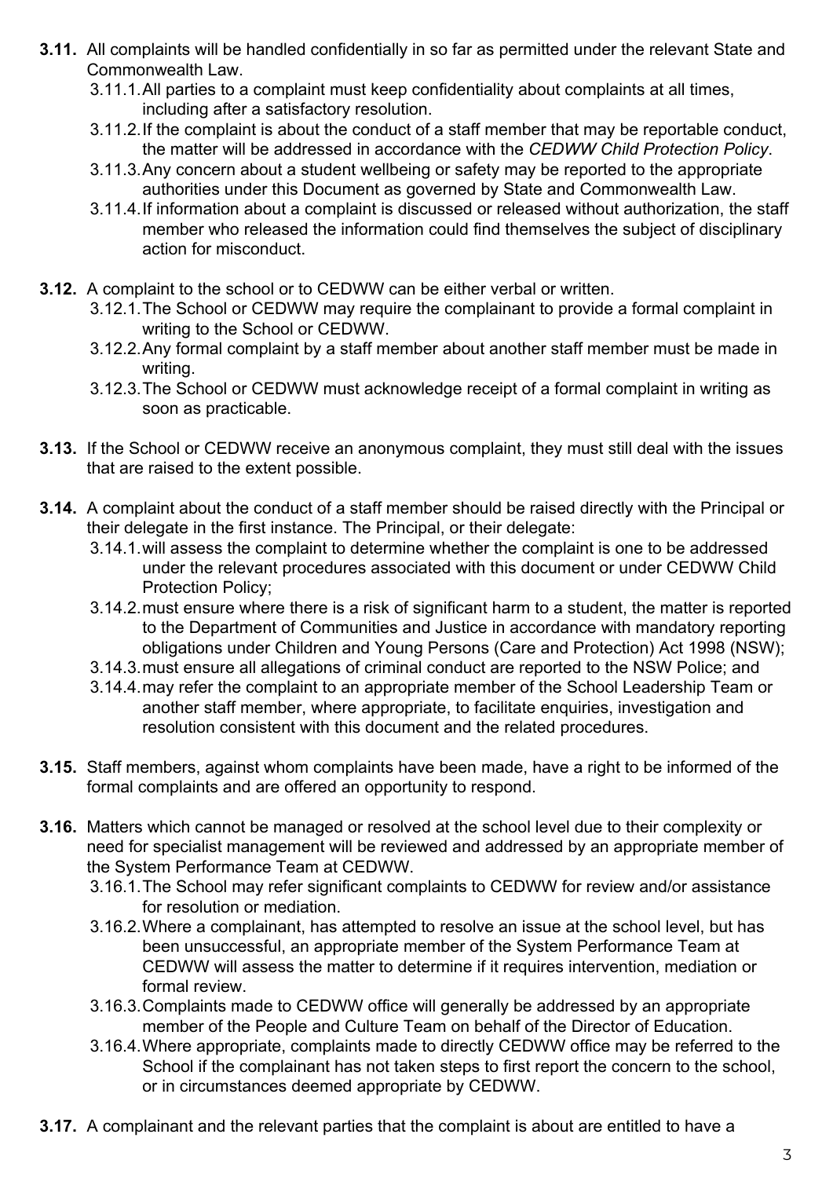**3.11.** All complaints will be handled confidentially in so far as permitted under the relevant State and Commonwealth Law.

- 3.11.1. All parties to a complaint must keep confidentiality about complaints at all times, including after a satisfactory resolution.
- 3.11.2. If the complaint is about the conduct of a staff member that may be reportable conduct, the matter will be addressed in accordance with the *CEDWW Child Protection Policy*.
- 3.11.3. Any concern about a student wellbeing or safety may be reported to the appropriate authorities under this Document as governed by State and Commonwealth Law.
- 3.11.4. If information about a complaint is discussed or released without authorization, the staff member who released the information could find themselves the subject of disciplinary action for misconduct.

**3.12.** A complaint to the school or to CEDWW can be either verbal or written.

- 3.12.1. The School or CEDWW may require the complainant to provide a formal complaint in writing to the School or CEDWW.
- 3.12.2. Any formal complaint by a staff member about another staff member must be made in writing.
- 3.12.3. The School or CEDWW must acknowledge receipt of a formal complaint in writing as soon as practicable.

**3.13.** If the School or CEDWW receive an anonymous complaint, they must still deal with the issues that are raised to the extent possible.

**3.14.** A complaint about the conduct of a staff member should be raised directly with the Principal or their delegate in the first instance. The Principal, or their delegate:

- 3.14.1. will assess the complaint to determine whether the complaint is one to be addressed under the relevant procedures associated with this document or under CEDWW Child Protection Policy;
- 3.14.2. must ensure where there is a risk of significant harm to a student, the matter is reported to the Department of Communities and Justice in accordance with mandatory reporting obligations under Children and Young Persons (Care and Protection) Act 1998 (NSW);
- 3.14.3. must ensure all allegations of criminal conduct are reported to the NSW Police; and
- 3.14.4. may refer the complaint to an appropriate member of the School Leadership Team or another staff member, where appropriate, to facilitate enquiries, investigation and resolution consistent with this document and the related procedures.

**3.15.** Staff members, against whom complaints have been made, have a right to be informed of the formal complaints and are offered an opportunity to respond.

**3.16.** Matters which cannot be managed or resolved at the school level due to their complexity or need for specialist management will be reviewed and addressed by an appropriate member of the System Performance Team at CEDWW.

- 3.16.1. The School may refer significant complaints to CEDWW for review and/or assistance for resolution or mediation.
- 3.16.2. Where a complainant, has attempted to resolve an issue at the school level, but has been unsuccessful, an appropriate member of the System Performance Team at CEDWW will assess the matter to determine if it requires intervention, mediation or formal review.
- 3.16.3. Complaints made to CEDWW office will generally be addressed by an appropriate member of the People and Culture Team on behalf of the Director of Education.
- 3.16.4. Where appropriate, complaints made to directly CEDWW office may be referred to the School if the complainant has not taken steps to first report the concern to the school, or in circumstances deemed appropriate by CEDWW.

**3.17.** A complainant and the relevant parties that the complaint is about are entitled to have a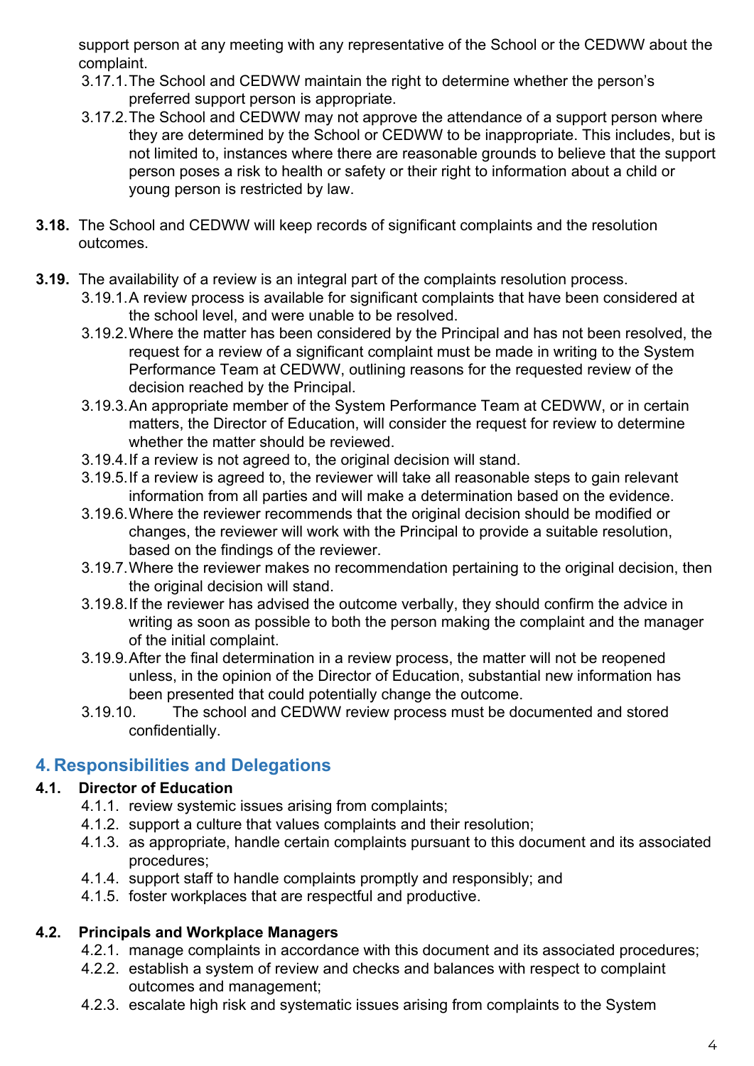support person at any meeting with any representative of the School or the CEDWW about the complaint.

- 3.17.1. The School and CEDWW maintain the right to determine whether the person's preferred support person is appropriate.
- 3.17.2. The School and CEDWW may not approve the attendance of a support person where they are determined by the School or CEDWW to be inappropriate. This includes, but is not limited to, instances where there are reasonable grounds to believe that the support person poses a risk to health or safety or their right to information about a child or young person is restricted by law.

**3.18.** The School and CEDWW will keep records of significant complaints and the resolution outcomes.

**3.19.** The availability of a review is an integral part of the complaints resolution process.

- 3.19.1. A review process is available for significant complaints that have been considered at the school level, and were unable to be resolved.
- 3.19.2. Where the matter has been considered by the Principal and has not been resolved, the request for a review of a significant complaint must be made in writing to the System Performance Team at CEDWW, outlining reasons for the requested review of the decision reached by the Principal.
- 3.19.3. An appropriate member of the System Performance Team at CEDWW, or in certain matters, the Director of Education, will consider the request for review to determine whether the matter should be reviewed.
- 3.19.4. If a review is not agreed to, the original decision will stand.
- 3.19.5. If a review is agreed to, the reviewer will take all reasonable steps to gain relevant information from all parties and will make a determination based on the evidence.
- 3.19.6. Where the reviewer recommends that the original decision should be modified or changes, the reviewer will work with the Principal to provide a suitable resolution, based on the findings of the reviewer.
- 3.19.7. Where the reviewer makes no recommendation pertaining to the original decision, then the original decision will stand.
- 3.19.8. If the reviewer has advised the outcome verbally, they should confirm the advice in writing as soon as possible to both the person making the complaint and the manager of the initial complaint.
- 3.19.9. After the final determination in a review process, the matter will not be reopened unless, in the opinion of the Director of Education, substantial new information has been presented that could potentially change the outcome.
- 3.19.10. The school and CEDWW review process must be documented and stored confidentially.

## 4. Responsibilities and Delegations

### 4.1. Director of Education

- 4.1.1. review systemic issues arising from complaints;
- 4.1.2. support a culture that values complaints and their resolution;
- 4.1.3. as appropriate, handle certain complaints pursuant to this document and its associated procedures;
- 4.1.4. support staff to handle complaints promptly and responsibly; and
- 4.1.5. foster workplaces that are respectful and productive.

### 4.2. Principals and Workplace Managers

- 4.2.1. manage complaints in accordance with this document and its associated procedures;
- 4.2.2. establish a system of review and checks and balances with respect to complaint outcomes and management;
- 4.2.3. escalate high risk and systematic issues arising from complaints to the System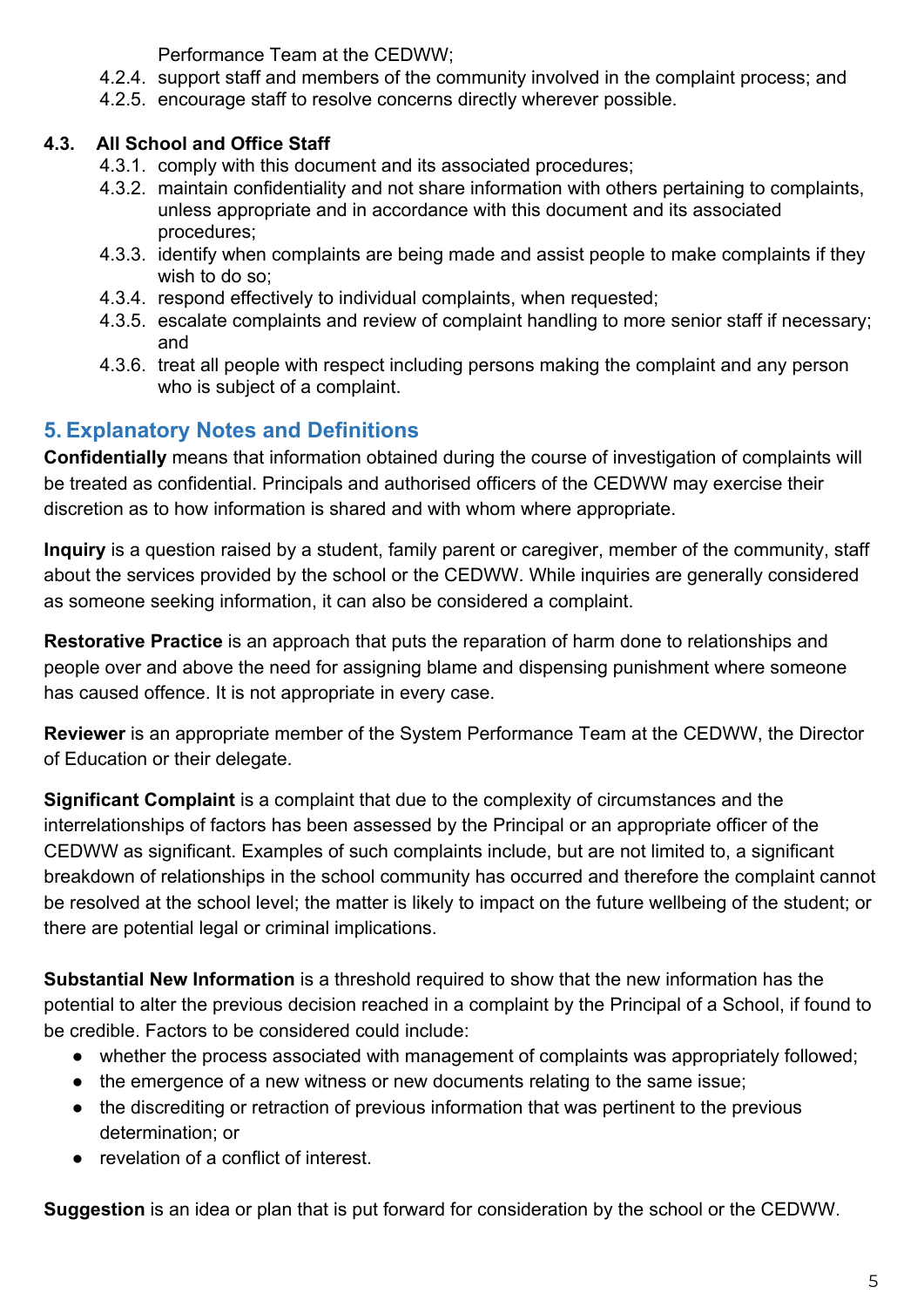Performance Team at the CEDWW;

4.2.4. support staff and members of the community involved in the complaint process; and

4.2.5. encourage staff to resolve concerns directly wherever possible.

**4.3. All School and Office Staff**

4.3.1. comply with this document and its associated procedures;

4.3.2. maintain confidentiality and not share information with others pertaining to complaints, unless appropriate and in accordance with this document and its associated procedures;

4.3.3. identify when complaints are being made and assist people to make complaints if they wish to do so;

4.3.4. respond effectively to individual complaints, when requested;

4.3.5. escalate complaints and review of complaint handling to more senior staff if necessary; and

4.3.6. treat all people with respect including persons making the complaint and any person who is subject of a complaint.

## 5. Explanatory Notes and Definitions

**Confidentially** means that information obtained during the course of investigation of complaints will be treated as confidential. Principals and authorised officers of the CEDWW may exercise their discretion as to how information is shared and with whom where appropriate.

**Inquiry** is a question raised by a student, family parent or caregiver, member of the community, staff about the services provided by the school or the CEDWW. While inquiries are generally considered as someone seeking information, it can also be considered a complaint.

**Restorative Practice** is an approach that puts the reparation of harm done to relationships and people over and above the need for assigning blame and dispensing punishment where someone has caused offence. It is not appropriate in every case.

**Reviewer** is an appropriate member of the System Performance Team at the CEDWW, the Director of Education or their delegate.

**Significant Complaint** is a complaint that due to the complexity of circumstances and the interrelationships of factors has been assessed by the Principal or an appropriate officer of the CEDWW as significant. Examples of such complaints include, but are not limited to, a significant breakdown of relationships in the school community has occurred and therefore the complaint cannot be resolved at the school level; the matter is likely to impact on the future wellbeing of the student; or there are potential legal or criminal implications.

**Substantial New Information** is a threshold required to show that the new information has the potential to alter the previous decision reached in a complaint by the Principal of a School, if found to be credible. Factors to be considered could include:

- whether the process associated with management of complaints was appropriately followed;
- the emergence of a new witness or new documents relating to the same issue;
- the discrediting or retraction of previous information that was pertinent to the previous determination; or
- revelation of a conflict of interest.

**Suggestion** is an idea or plan that is put forward for consideration by the school or the CEDWW.